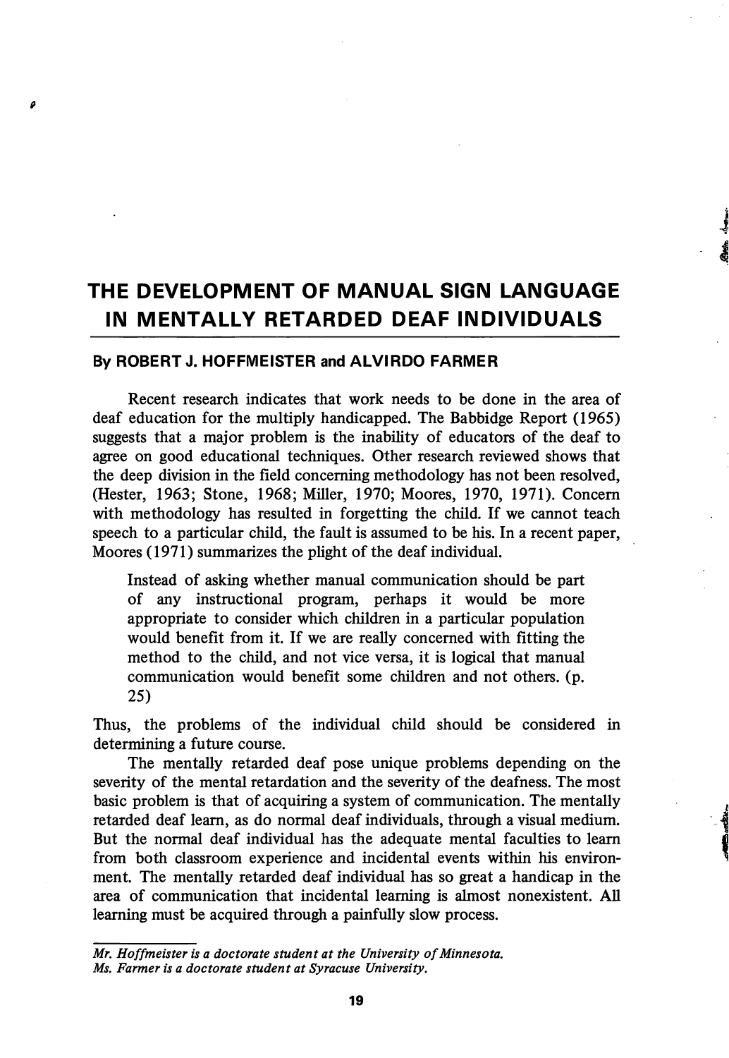# THE DEVELOPMENT OF MANUAL SIGN LANGUAGE IN MENTALLY RETARDED DEAF INDIVIDUALS

**By ROBERT J. HOFFMEISTER and ALVIRDO FARMER**

Recent research indicates that work needs to be done in the area of deaf education for the multiply handicapped. The Babbidge Report (1965) suggests that a major problem is the inability of educators of the deaf to agree on good educational techniques. Other research reviewed shows that the deep division in the field concerning methodology has not been resolved, (Hester, 1963; Stone, 1968; Miller, 1970; Moores, 1970, 1971). Concern with methodology has resulted in forgetting the child. If we cannot teach speech to a particular child, the fault is assumed to be his. In a recent paper, Moores (1971) summarizes the plight of the deaf individual.

> Instead of asking whether manual communication should be part of any instructional program, perhaps it would be more appropriate to consider which children in a particular population would benefit from it. If we are really concerned with fitting the method to the child, and not vice versa, it is logical that manual communication would benefit some children and not others. (p. 25)

Thus, the problems of the individual child should be considered in determining a future course.

The mentally retarded deaf pose unique problems depending on the severity of the mental retardation and the severity of the deafness. The most basic problem is that of acquiring a system of communication. The mentally retarded deaf learn, as do normal deaf individuals, through a visual medium. But the normal deaf individual has the adequate mental faculties to learn from both classroom experience and incidental events within his environment. The mentally retarded deaf individual has so great a handicap in the area of communication that incidental learning is almost nonexistent. All learning must be acquired through a painfully slow process.

---

*Mr. Hoffmeister is a doctorate student at the University of Minnesota.*
*Ms. Farmer is a doctorate student at Syracuse University.*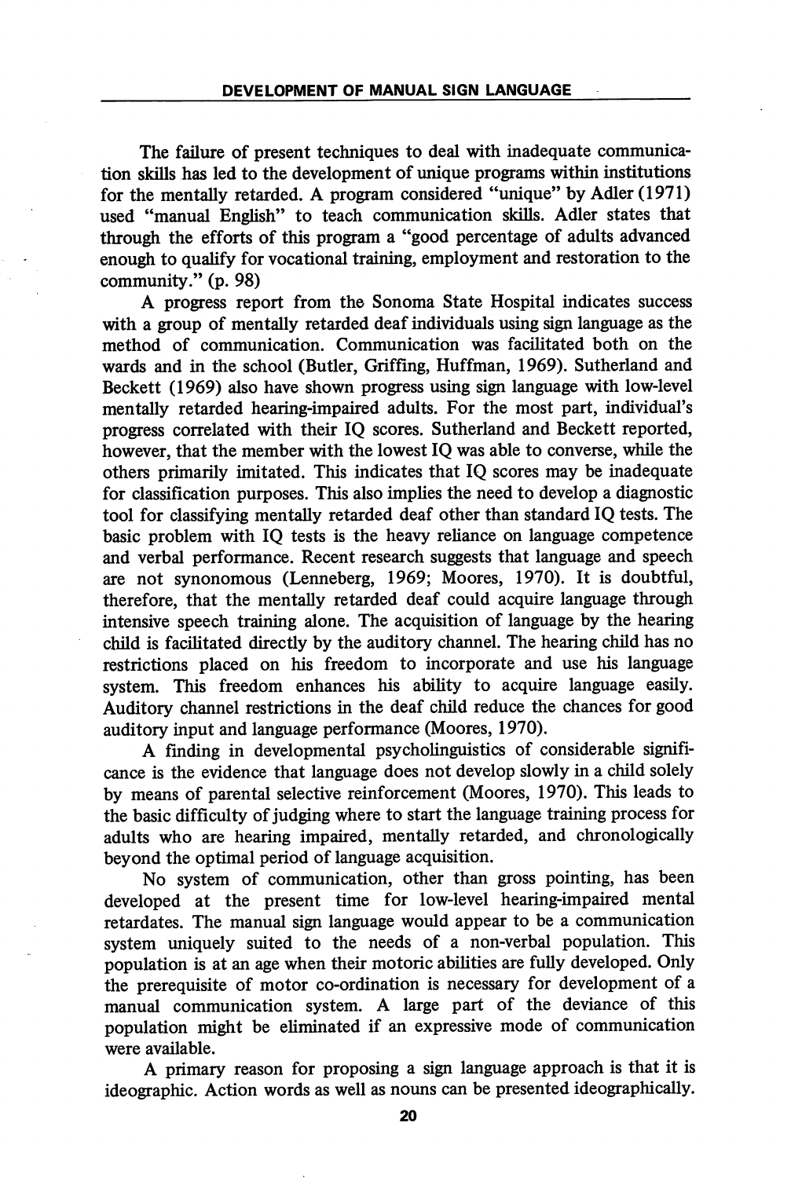The failure of present techniques to deal with inadequate communication skills has led to the development of unique programs within institutions for the mentally retarded. A program considered "unique" by Adler (1971) used "manual English" to teach communication skills. Adler states that through the efforts of this program a "good percentage of adults advanced enough to qualify for vocational training, employment and restoration to the community." (p. 98)

A progress report from the Sonoma State Hospital indicates success with a group of mentally retarded deaf individuals using sign language as the method of communication. Communication was facilitated both on the wards and in the school (Butler, Griffing, Huffman, 1969). Sutherland and Beckett (1969) also have shown progress using sign language with low-level mentally retarded hearing-impaired adults. For the most part, individual's progress correlated with their IQ scores. Sutherland and Beckett reported, however, that the member with the lowest IQ was able to converse, while the others primarily imitated. This indicates that IQ scores may be inadequate for classification purposes. This also implies the need to develop a diagnostic tool for classifying mentally retarded deaf other than standard IQ tests. The basic problem with IQ tests is the heavy reliance on language competence and verbal performance. Recent research suggests that language and speech are not synonomous (Lenneberg, 1969; Moores, 1970). It is doubtful, therefore, that the mentally retarded deaf could acquire language through intensive speech training alone. The acquisition of language by the hearing child is facilitated directly by the auditory channel. The hearing child has no restrictions placed on his freedom to incorporate and use his language system. This freedom enhances his ability to acquire language easily. Auditory channel restrictions in the deaf child reduce the chances for good auditory input and language performance (Moores, 1970).

A finding in developmental psycholinguistics of considerable significance is the evidence that language does not develop slowly in a child solely by means of parental selective reinforcement (Moores, 1970). This leads to the basic difficulty of judging where to start the language training process for adults who are hearing impaired, mentally retarded, and chronologically beyond the optimal period of language acquisition.

No system of communication, other than gross pointing, has been developed at the present time for low-level hearing-impaired mental retardates. The manual sign language would appear to be a communication system uniquely suited to the needs of a non-verbal population. This population is at an age when their motoric abilities are fully developed. Only the prerequisite of motor co-ordination is necessary for development of a manual communication system. A large part of the deviance of this population might be eliminated if an expressive mode of communication were available.

A primary reason for proposing a sign language approach is that it is ideographic. Action words as well as nouns can be presented ideographically.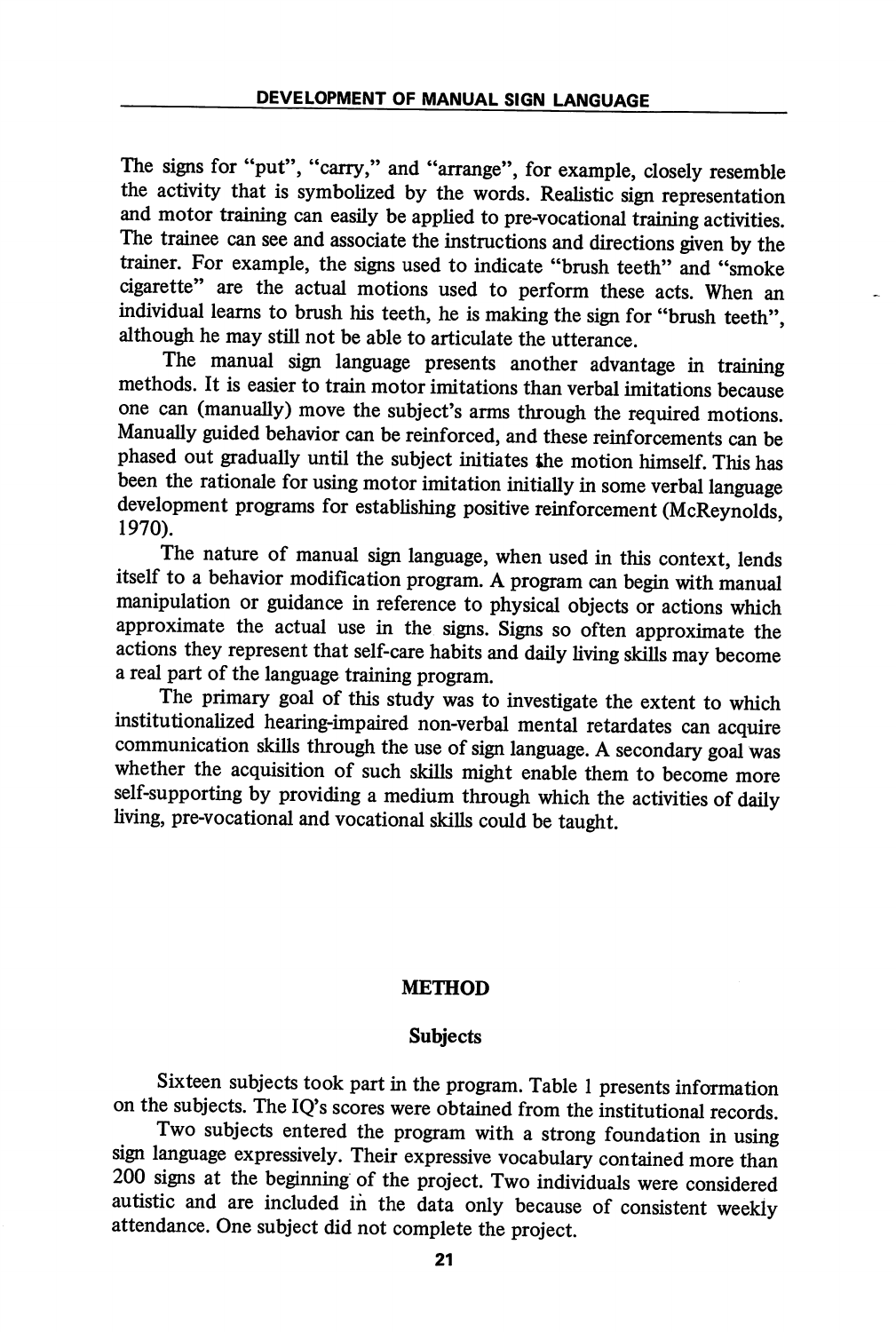The signs for "put", "carry," and "arrange", for example, closely resemble the activity that is symbolized by the words. Realistic sign representation and motor training can easily be applied to pre-vocational training activities. The trainee can see and associate the instructions and directions given by the trainer. For example, the signs used to indicate "brush teeth" and "smoke cigarette" are the actual motions used to perform these acts. When an individual learns to brush his teeth, he is making the sign for "brush teeth", although he may still not be able to articulate the utterance.

The manual sign language presents another advantage in training methods. It is easier to train motor imitations than verbal imitations because one can (manually) move the subject's arms through the required motions. Manually guided behavior can be reinforced, and these reinforcements can be phased out gradually until the subject initiates the motion himself. This has been the rationale for using motor imitation initially in some verbal language development programs for establishing positive reinforcement (McReynolds, 1970).

The nature of manual sign language, when used in this context, lends itself to a behavior modification program. A program can begin with manual manipulation or guidance in reference to physical objects or actions which approximate the actual use in the signs. Signs so often approximate the actions they represent that self-care habits and daily living skills may become a real part of the language training program.

The primary goal of this study was to investigate the extent to which institutionalized hearing-impaired non-verbal mental retardates can acquire communication skills through the use of sign language. A secondary goal was whether the acquisition of such skills might enable them to become more self-supporting by providing a medium through which the activities of daily living, pre-vocational and vocational skills could be taught.

## METHOD

### Subjects

Sixteen subjects took part in the program. Table 1 presents information on the subjects. The IQ's scores were obtained from the institutional records.

Two subjects entered the program with a strong foundation in using sign language expressively. Their expressive vocabulary contained more than 200 signs at the beginning of the project. Two individuals were considered autistic and are included in the data only because of consistent weekly attendance. One subject did not complete the project.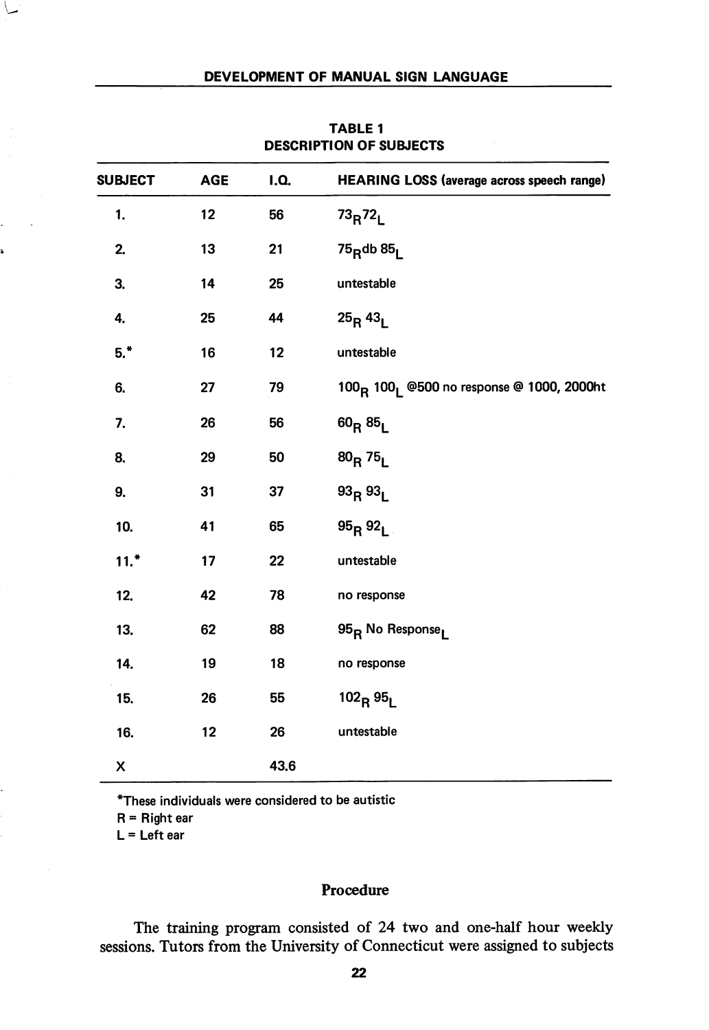**TABLE 1**
**DESCRIPTION OF SUBJECTS**

| SUBJECT | AGE | I.Q. | HEARING LOSS (average across speech range) |
|---|---|---|---|
| 1. | 12 | 56 | $73_R 72_L$ |
| 2. | 13 | 21 | $75_R$db $85_L$ |
| 3. | 14 | 25 | untestable |
| 4. | 25 | 44 | $25_R$ $43_L$ |
| 5.* | 16 | 12 | untestable |
| 6. | 27 | 79 | $100_R$ $100_L$ @500 no response @ 1000, 2000ht |
| 7. | 26 | 56 | $60_R$ $85_L$ |
| 8. | 29 | 50 | $80_R$ $75_L$ |
| 9. | 31 | 37 | $93_R$ $93_L$ |
| 10. | 41 | 65 | $95_R$ $92_L$ |
| 11.* | 17 | 22 | untestable |
| 12. | 42 | 78 | no response |
| 13. | 62 | 88 | $95_R$ No $\text{Response}_L$ |
| 14. | 19 | 18 | no response |
| 15. | 26 | 55 | $102_R$ $95_L$ |
| 16. | 12 | 26 | untestable |
| X | | 43.6 | |

*These individuals were considered to be autistic
R = Right ear
L = Left ear

## Procedure

The training program consisted of 24 two and one-half hour weekly sessions. Tutors from the University of Connecticut were assigned to subjects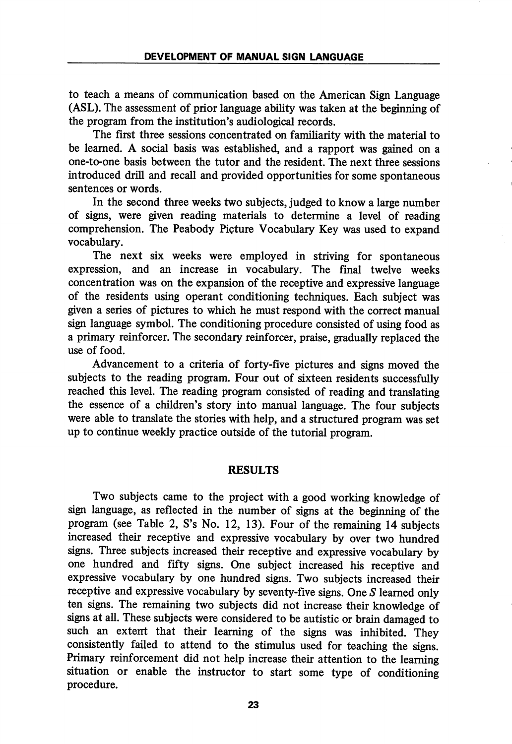to teach a means of communication based on the American Sign Language (ASL). The assessment of prior language ability was taken at the beginning of the program from the institution's audiological records.

The first three sessions concentrated on familiarity with the material to be learned. A social basis was established, and a rapport was gained on a one-to-one basis between the tutor and the resident. The next three sessions introduced drill and recall and provided opportunities for some spontaneous sentences or words.

In the second three weeks two subjects, judged to know a large number of signs, were given reading materials to determine a level of reading comprehension. The Peabody Piçture Vocabulary Key was used to expand vocabulary.

The next six weeks were employed in striving for spontaneous expression, and an increase in vocabulary. The final twelve weeks concentration was on the expansion of the receptive and expressive language of the residents using operant conditioning techniques. Each subject was given a series of pictures to which he must respond with the correct manual sign language symbol. The conditioning procedure consisted of using food as a primary reinforcer. The secondary reinforcer, praise, gradually replaced the use of food.

Advancement to a criteria of forty-five pictures and signs moved the subjects to the reading program. Four out of sixteen residents successfully reached this level. The reading program consisted of reading and translating the essence of a children's story into manual language. The four subjects were able to translate the stories with help, and a structured program was set up to continue weekly practice outside of the tutorial program.

## RESULTS

Two subjects came to the project with a good working knowledge of sign language, as reflected in the number of signs at the beginning of the program (see Table 2, S's No. 12, 13). Four of the remaining 14 subjects increased their receptive and expressive vocabulary by over two hundred signs. Three subjects increased their receptive and expressive vocabulary by one hundred and fifty signs. One subject increased his receptive and expressive vocabulary by one hundred signs. Two subjects increased their receptive and expressive vocabulary by seventy-five signs. One *S* learned only ten signs. The remaining two subjects did not increase their knowledge of signs at all. These subjects were considered to be autistic or brain damaged to such an extent that their learning of the signs was inhibited. They consistently failed to attend to the stimulus used for teaching the signs. Primary reinforcement did not help increase their attention to the learning situation or enable the instructor to start some type of conditioning procedure.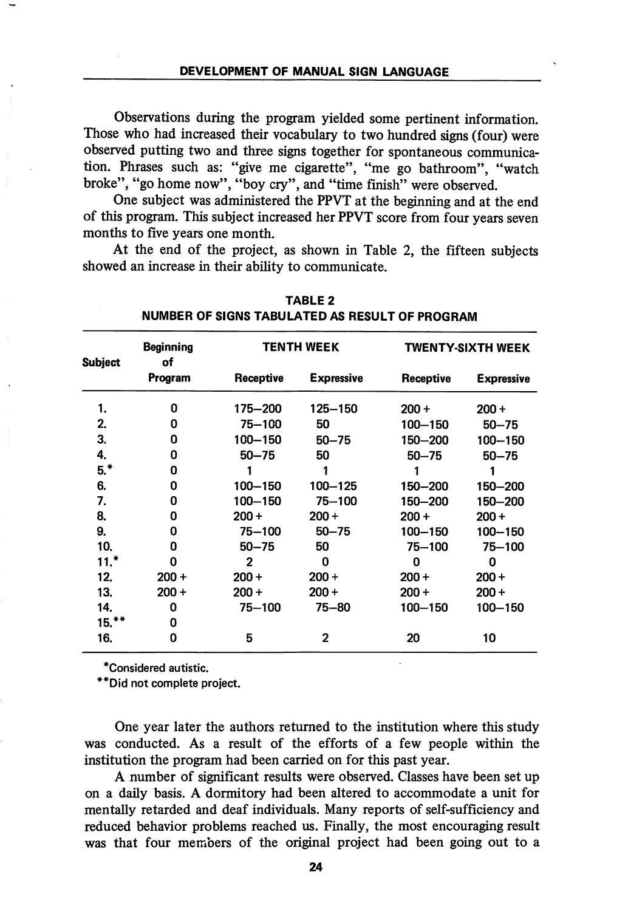Observations during the program yielded some pertinent information. Those who had increased their vocabulary to two hundred signs (four) were observed putting two and three signs together for spontaneous communication. Phrases such as: "give me cigarette", "me go bathroom", "watch broke", "go home now", "boy cry", and "time finish" were observed.

One subject was administered the PPVT at the beginning and at the end of this program. This subject increased her PPVT score from four years seven months to five years one month.

At the end of the project, as shown in Table 2, the fifteen subjects showed an increase in their ability to communicate.

**TABLE 2**
**NUMBER OF SIGNS TABULATED AS RESULT OF PROGRAM**

| Subject | Beginning of Program | TENTH WEEK | | TWENTY-SIXTH WEEK | |
|---|---|---|---|---|---|
| | | Receptive | Expressive | Receptive | Expressive |
| 1. | 0 | 175–200 | 125–150 | 200 + | 200 + |
| 2. | 0 | 75–100 | 50 | 100–150 | 50–75 |
| 3. | 0 | 100–150 | 50–75 | 150–200 | 100–150 |
| 4. | 0 | 50–75 | 50 | 50–75 | 50–75 |
| 5.* | 0 | 1 | 1 | 1 | 1 |
| 6. | 0 | 100–150 | 100–125 | 150–200 | 150–200 |
| 7. | 0 | 100–150 | 75–100 | 150–200 | 150–200 |
| 8. | 0 | 200 + | 200 + | 200 + | 200 + |
| 9. | 0 | 75–100 | 50–75 | 100–150 | 100–150 |
| 10. | 0 | 50–75 | 50 | 75–100 | 75–100 |
| 11.* | 0 | 2 | 0 | 0 | 0 |
| 12. | 200 + | 200 + | 200 + | 200 + | 200 + |
| 13. | 200 + | 200 + | 200 + | 200 + | 200 + |
| 14. | 0 | 75–100 | 75–80 | 100–150 | 100–150 |
| 15.** | 0 | | | | |
| 16. | 0 | 5 | 2 | 20 | 10 |

*Considered autistic.
**Did not complete project.

One year later the authors returned to the institution where this study was conducted. As a result of the efforts of a few people within the institution the program had been carried on for this past year.

A number of significant results were observed. Classes have been set up on a daily basis. A dormitory had been altered to accommodate a unit for mentally retarded and deaf individuals. Many reports of self-sufficiency and reduced behavior problems reached us. Finally, the most encouraging result was that four members of the original project had been going out to a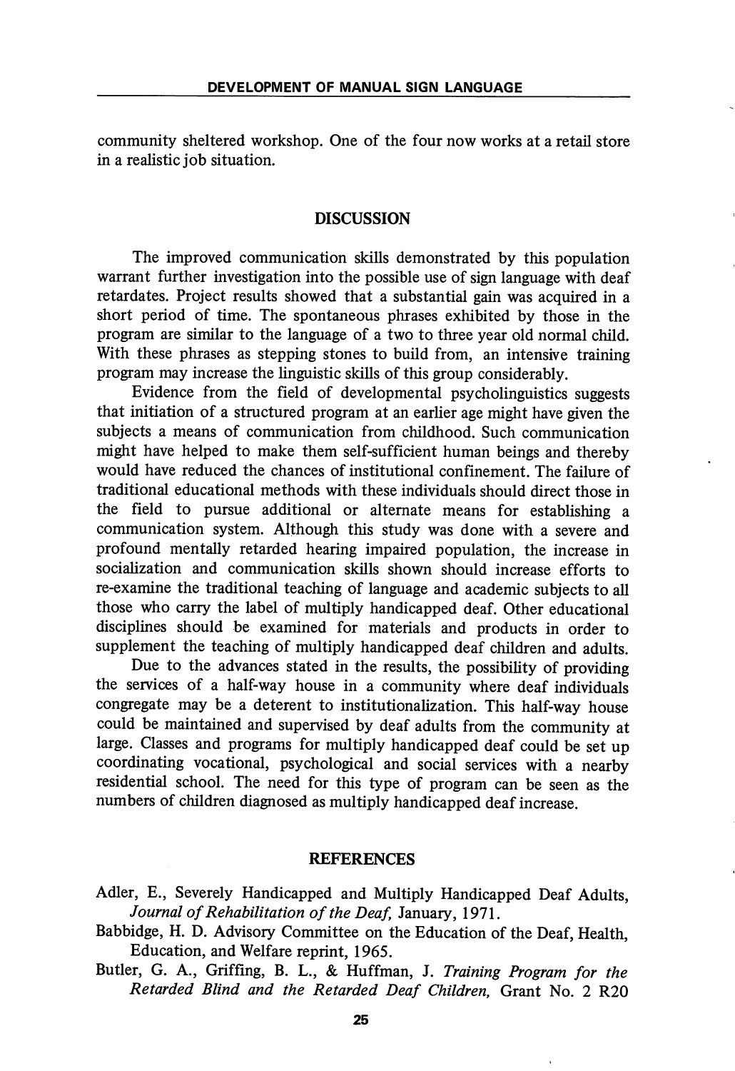community sheltered workshop. One of the four now works at a retail store in a realistic job situation.

## DISCUSSION

The improved communication skills demonstrated by this population warrant further investigation into the possible use of sign language with deaf retardates. Project results showed that a substantial gain was acquired in a short period of time. The spontaneous phrases exhibited by those in the program are similar to the language of a two to three year old normal child. With these phrases as stepping stones to build from, an intensive training program may increase the linguistic skills of this group considerably.

Evidence from the field of developmental psycholinguistics suggests that initiation of a structured program at an earlier age might have given the subjects a means of communication from childhood. Such communication might have helped to make them self-sufficient human beings and thereby would have reduced the chances of institutional confinement. The failure of traditional educational methods with these individuals should direct those in the field to pursue additional or alternate means for establishing a communication system. Although this study was done with a severe and profound mentally retarded hearing impaired population, the increase in socialization and communication skills shown should increase efforts to re-examine the traditional teaching of language and academic subjects to all those who carry the label of multiply handicapped deaf. Other educational disciplines should be examined for materials and products in order to supplement the teaching of multiply handicapped deaf children and adults.

Due to the advances stated in the results, the possibility of providing the services of a half-way house in a community where deaf individuals congregate may be a deterent to institutionalization. This half-way house could be maintained and supervised by deaf adults from the community at large. Classes and programs for multiply handicapped deaf could be set up coordinating vocational, psychological and social services with a nearby residential school. The need for this type of program can be seen as the numbers of children diagnosed as multiply handicapped deaf increase.

## REFERENCES

Adler, E., Severely Handicapped and Multiply Handicapped Deaf Adults, *Journal of Rehabilitation of the Deaf,* January, 1971.

Babbidge, H. D. Advisory Committee on the Education of the Deaf, Health, Education, and Welfare reprint, 1965.

Butler, G. A., Griffing, B. L., & Huffman, J. *Training Program for the Retarded Blind and the Retarded Deaf Children,* Grant No. 2 R20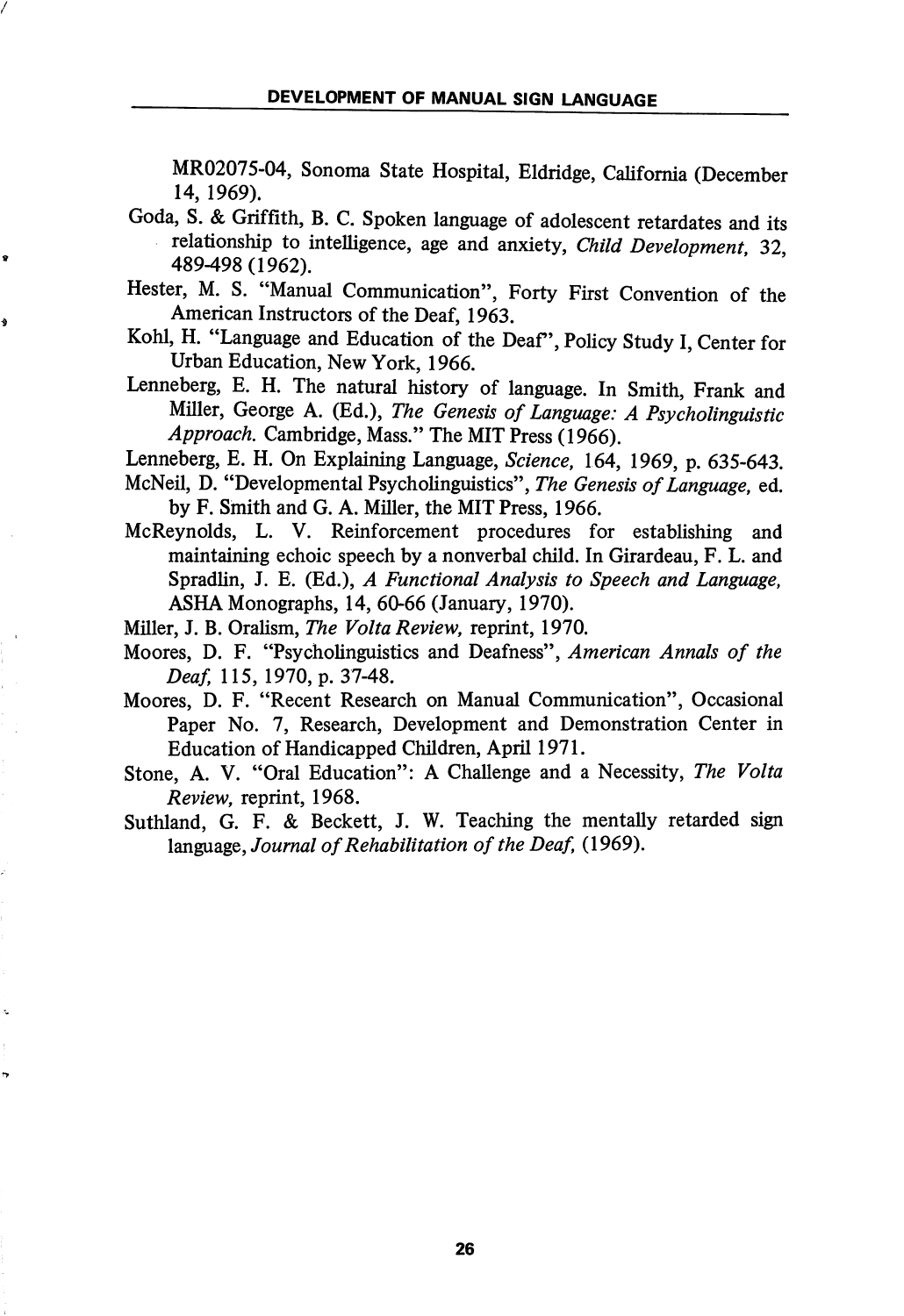MR02075-04, Sonoma State Hospital, Eldridge, California (December 14, 1969).

Goda, S. & Griffith, B. C. Spoken language of adolescent retardates and its relationship to intelligence, age and anxiety, *Child Development,* 32, 489-498 (1962).

Hester, M. S. "Manual Communication", Forty First Convention of the American Instructors of the Deaf, 1963.

Kohl, H. "Language and Education of the Deaf", Policy Study I, Center for Urban Education, New York, 1966.

Lenneberg, E. H. The natural history of language. In Smith, Frank and Miller, George A. (Ed.), *The Genesis of Language: A Psycholinguistic Approach.* Cambridge, Mass." The MIT Press (1966).

Lenneberg, E. H. On Explaining Language, *Science,* 164, 1969, p. 635-643.

McNeil, D. "Developmental Psycholinguistics", *The Genesis of Language,* ed. by F. Smith and G. A. Miller, the MIT Press, 1966.

McReynolds, L. V. Reinforcement procedures for establishing and maintaining echoic speech by a nonverbal child. In Girardeau, F. L. and Spradlin, J. E. (Ed.), *A Functional Analysis to Speech and Language,* ASHA Monographs, 14, 60-66 (January, 1970).

Miller, J. B. Oralism, *The Volta Review,* reprint, 1970.

Moores, D. F. "Psycholinguistics and Deafness", *American Annals of the Deaf,* 115, 1970, p. 37-48.

Moores, D. F. "Recent Research on Manual Communication", Occasional Paper No. 7, Research, Development and Demonstration Center in Education of Handicapped Children, April 1971.

Stone, A. V. "Oral Education": A Challenge and a Necessity, *The Volta Review,* reprint, 1968.

Suthland, G. F. & Beckett, J. W. Teaching the mentally retarded sign language, *Journal of Rehabilitation of the Deaf,* (1969).